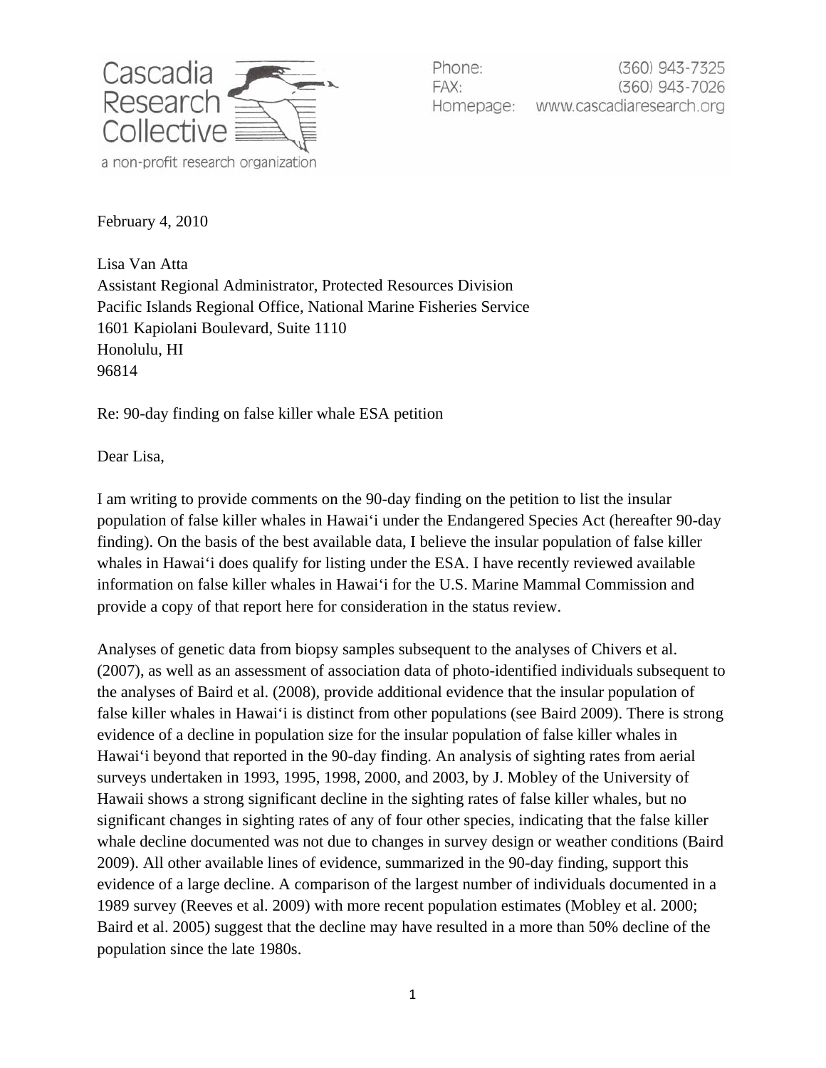Cascadia Research Collective

a non-profit research organization

Phone: (360) 943-7325
FAX: (360) 943-7026
Homepage: www.cascadiaresearch.org

February 4, 2010

Lisa Van Atta
Assistant Regional Administrator, Protected Resources Division
Pacific Islands Regional Office, National Marine Fisheries Service
1601 Kapiolani Boulevard, Suite 1110
Honolulu, HI
96814

Re: 90-day finding on false killer whale ESA petition

Dear Lisa,

I am writing to provide comments on the 90-day finding on the petition to list the insular population of false killer whales in Hawaiʻi under the Endangered Species Act (hereafter 90-day finding). On the basis of the best available data, I believe the insular population of false killer whales in Hawaiʻi does qualify for listing under the ESA. I have recently reviewed available information on false killer whales in Hawaiʻi for the U.S. Marine Mammal Commission and provide a copy of that report here for consideration in the status review.

Analyses of genetic data from biopsy samples subsequent to the analyses of Chivers et al. (2007), as well as an assessment of association data of photo-identified individuals subsequent to the analyses of Baird et al. (2008), provide additional evidence that the insular population of false killer whales in Hawaiʻi is distinct from other populations (see Baird 2009). There is strong evidence of a decline in population size for the insular population of false killer whales in Hawaiʻi beyond that reported in the 90-day finding. An analysis of sighting rates from aerial surveys undertaken in 1993, 1995, 1998, 2000, and 2003, by J. Mobley of the University of Hawaii shows a strong significant decline in the sighting rates of false killer whales, but no significant changes in sighting rates of any of four other species, indicating that the false killer whale decline documented was not due to changes in survey design or weather conditions (Baird 2009). All other available lines of evidence, summarized in the 90-day finding, support this evidence of a large decline. A comparison of the largest number of individuals documented in a 1989 survey (Reeves et al. 2009) with more recent population estimates (Mobley et al. 2000; Baird et al. 2005) suggest that the decline may have resulted in a more than 50% decline of the population since the late 1980s.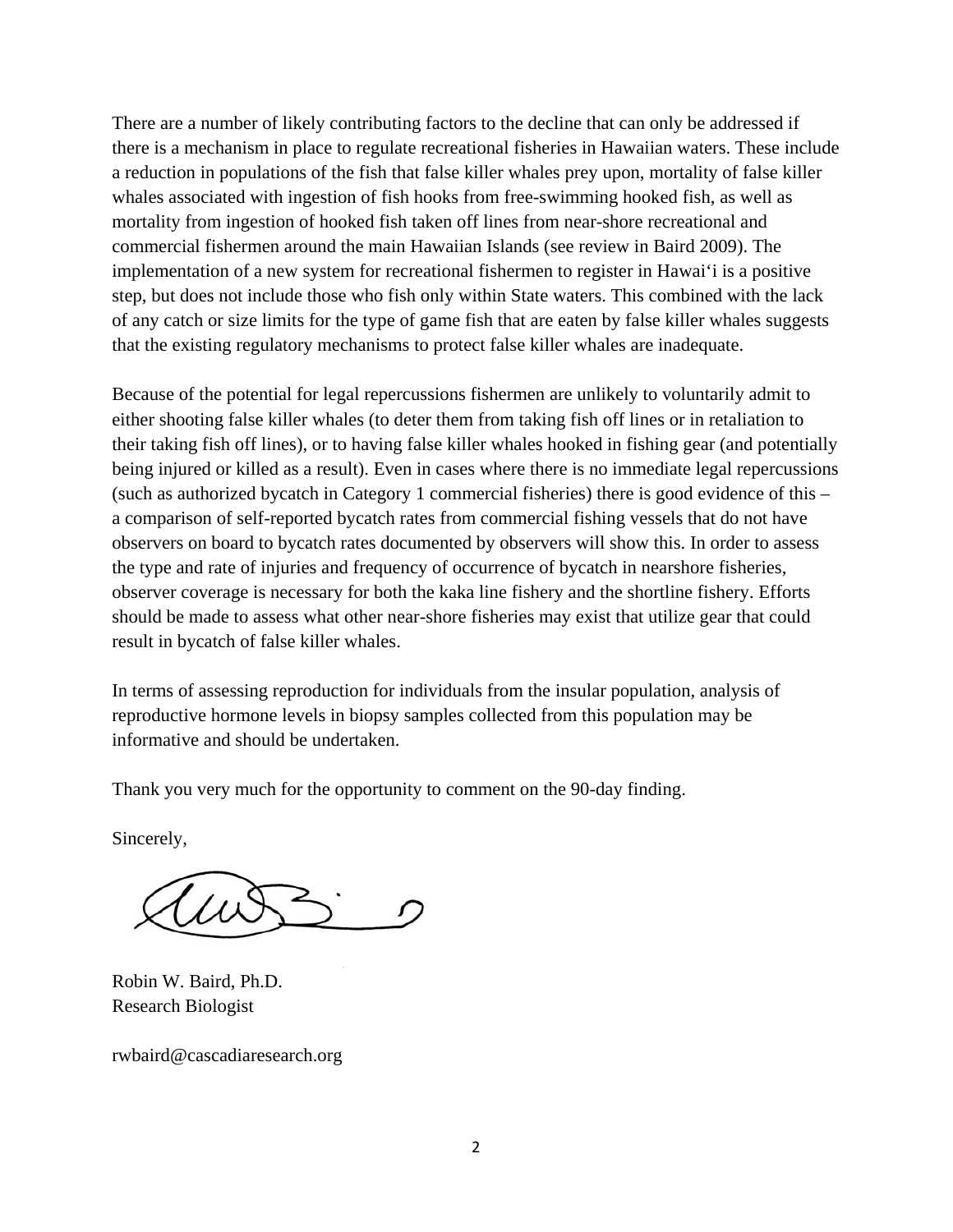There are a number of likely contributing factors to the decline that can only be addressed if there is a mechanism in place to regulate recreational fisheries in Hawaiian waters. These include a reduction in populations of the fish that false killer whales prey upon, mortality of false killer whales associated with ingestion of fish hooks from free-swimming hooked fish, as well as mortality from ingestion of hooked fish taken off lines from near-shore recreational and commercial fishermen around the main Hawaiian Islands (see review in Baird 2009). The implementation of a new system for recreational fishermen to register in Hawai'i is a positive step, but does not include those who fish only within State waters. This combined with the lack of any catch or size limits for the type of game fish that are eaten by false killer whales suggests that the existing regulatory mechanisms to protect false killer whales are inadequate.

Because of the potential for legal repercussions fishermen are unlikely to voluntarily admit to either shooting false killer whales (to deter them from taking fish off lines or in retaliation to their taking fish off lines), or to having false killer whales hooked in fishing gear (and potentially being injured or killed as a result). Even in cases where there is no immediate legal repercussions (such as authorized bycatch in Category 1 commercial fisheries) there is good evidence of this – a comparison of self-reported bycatch rates from commercial fishing vessels that do not have observers on board to bycatch rates documented by observers will show this. In order to assess the type and rate of injuries and frequency of occurrence of bycatch in nearshore fisheries, observer coverage is necessary for both the kaka line fishery and the shortline fishery. Efforts should be made to assess what other near-shore fisheries may exist that utilize gear that could result in bycatch of false killer whales.

In terms of assessing reproduction for individuals from the insular population, analysis of reproductive hormone levels in biopsy samples collected from this population may be informative and should be undertaken.

Thank you very much for the opportunity to comment on the 90-day finding.

Sincerely,

Robin W. Baird, Ph.D.
Research Biologist

rwbaird@cascadiaresearch.org